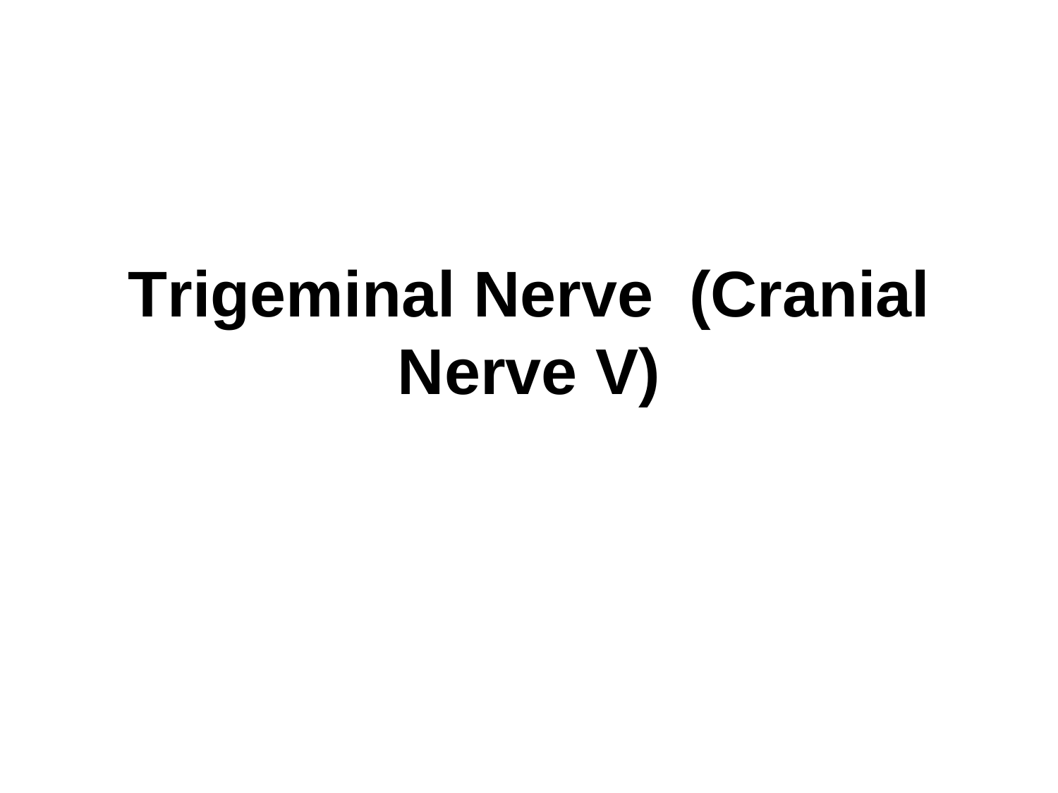# Trigeminal Nerve (Cranial Nerve V)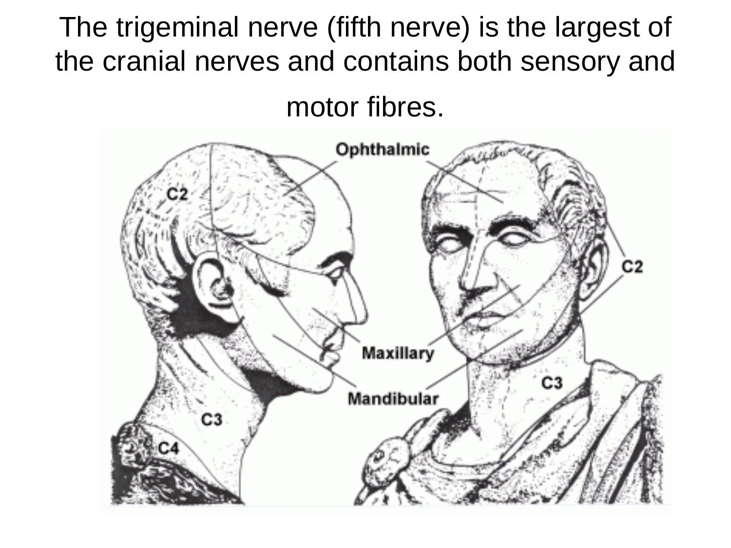The trigeminal nerve (fifth nerve) is the largest of the cranial nerves and contains both sensory and motor fibres.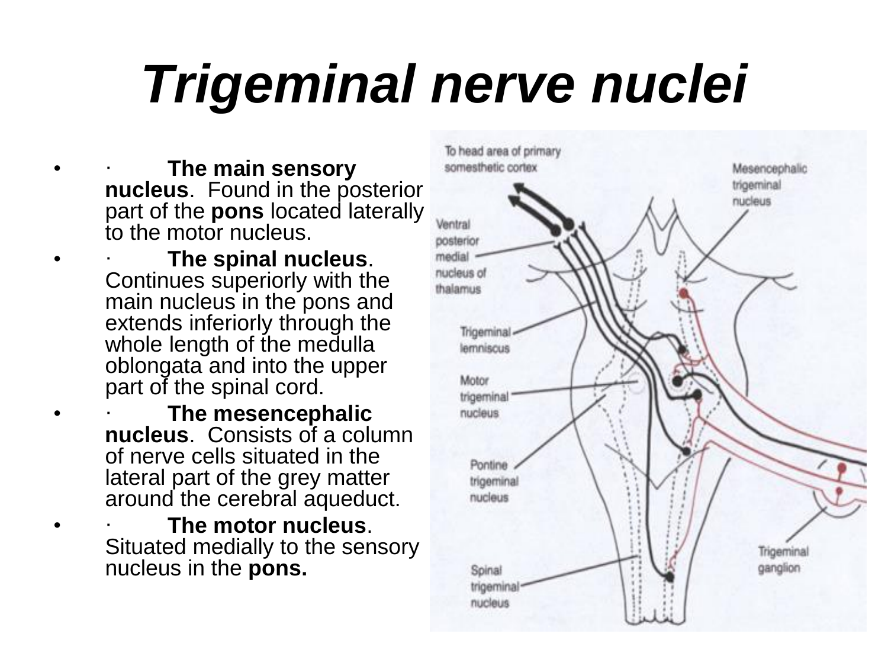# *Trigeminal nerve nuclei*

- **The main sensory nucleus**. Found in the posterior part of the **pons** located laterally to the motor nucleus.
- **The spinal nucleus**. Continues superiorly with the main nucleus in the pons and extends inferiorly through the whole length of the medulla oblongata and into the upper part of the spinal cord.
- **The mesencephalic nucleus**. Consists of a column of nerve cells situated in the lateral part of the grey matter around the cerebral aqueduct.
- **The motor nucleus**. Situated medially to the sensory nucleus in the **pons.**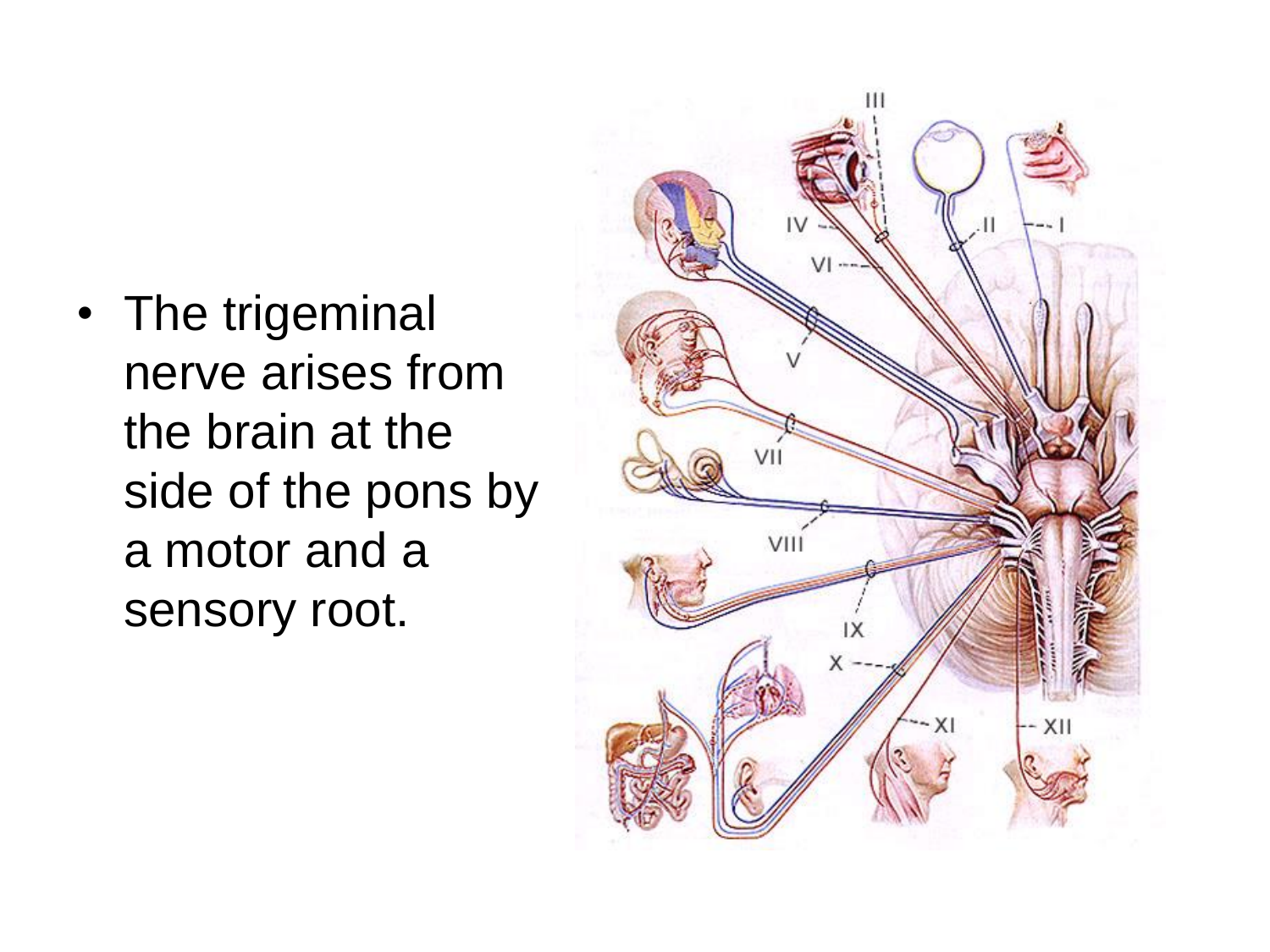- The trigeminal nerve arises from the brain at the side of the pons by a motor and a sensory root.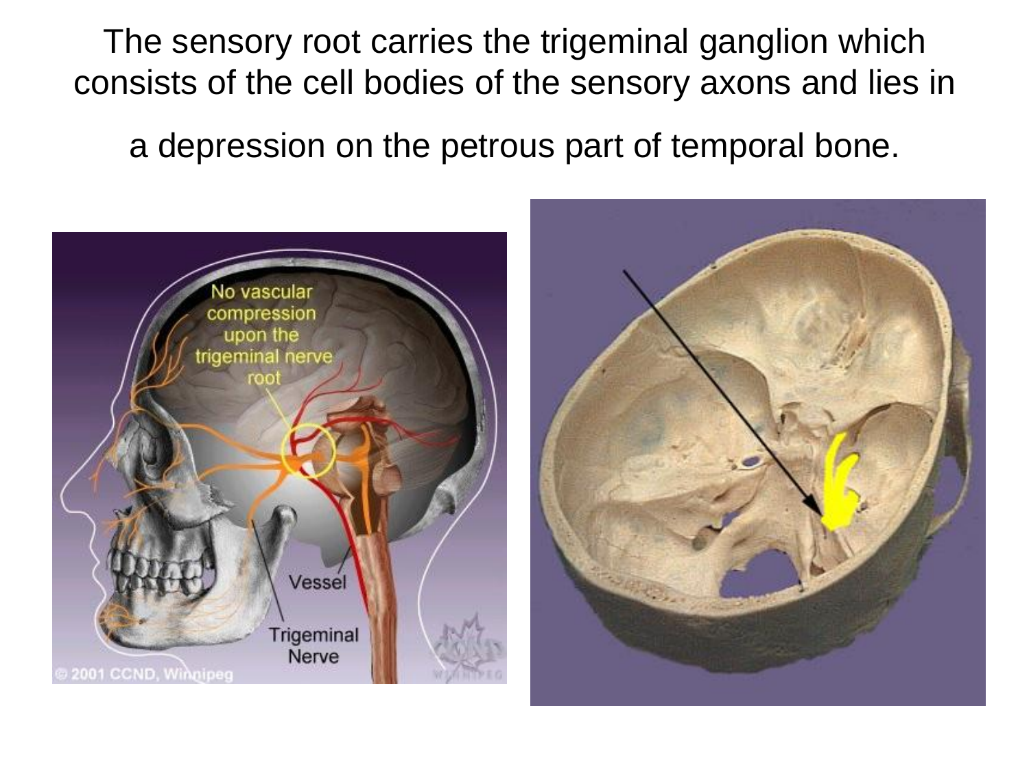The sensory root carries the trigeminal ganglion which consists of the cell bodies of the sensory axons and lies in a depression on the petrous part of temporal bone.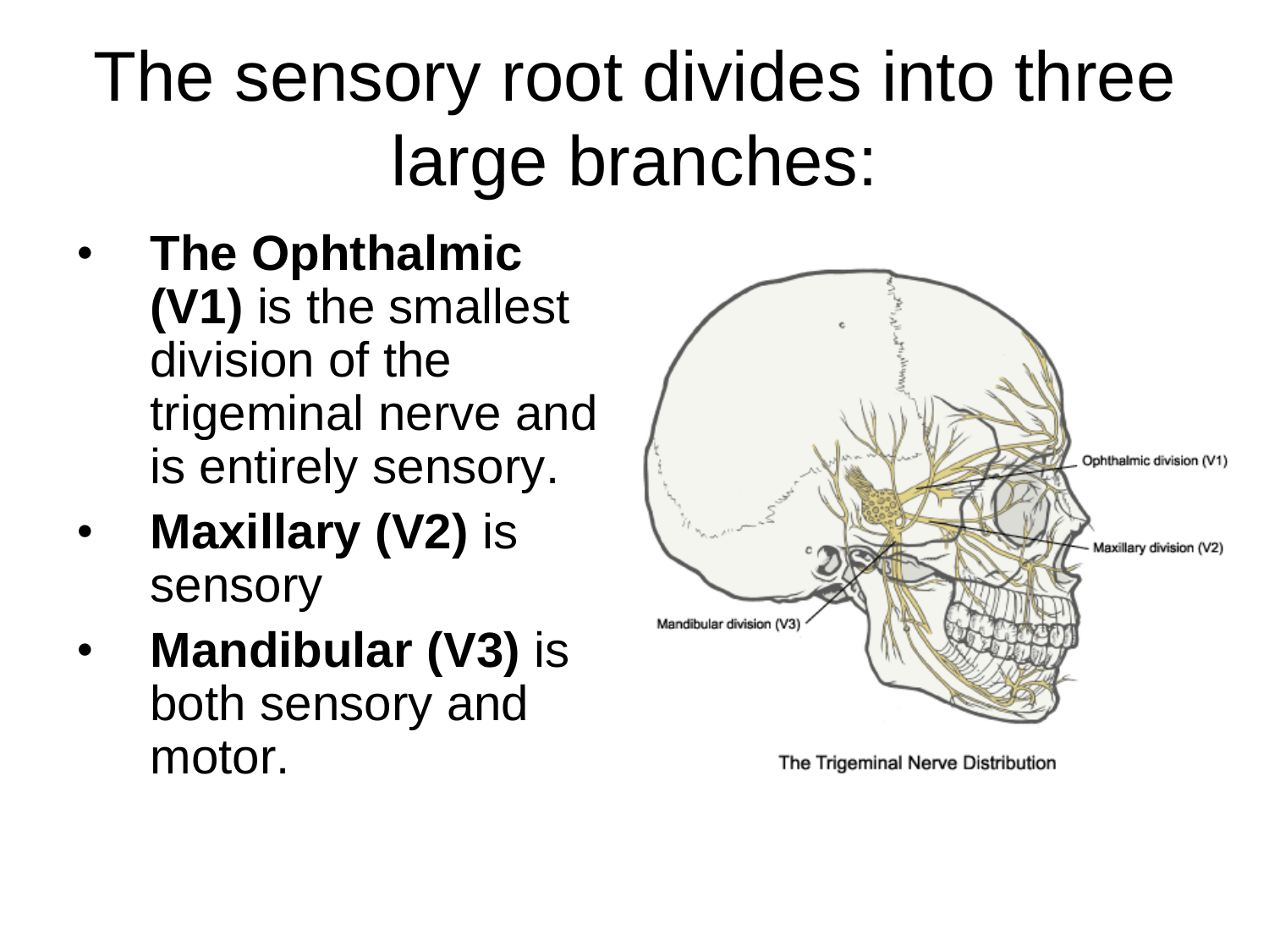# The sensory root divides into three large branches:

- **The Ophthalmic (V1)** is the smallest division of the trigeminal nerve and is entirely sensory.
- **Maxillary (V2)** is sensory
- **Mandibular (V3)** is both sensory and motor.

Ophthalmic division (V1)

Maxillary division (V2)

Mandibular division (V3)

The Trigeminal Nerve Distribution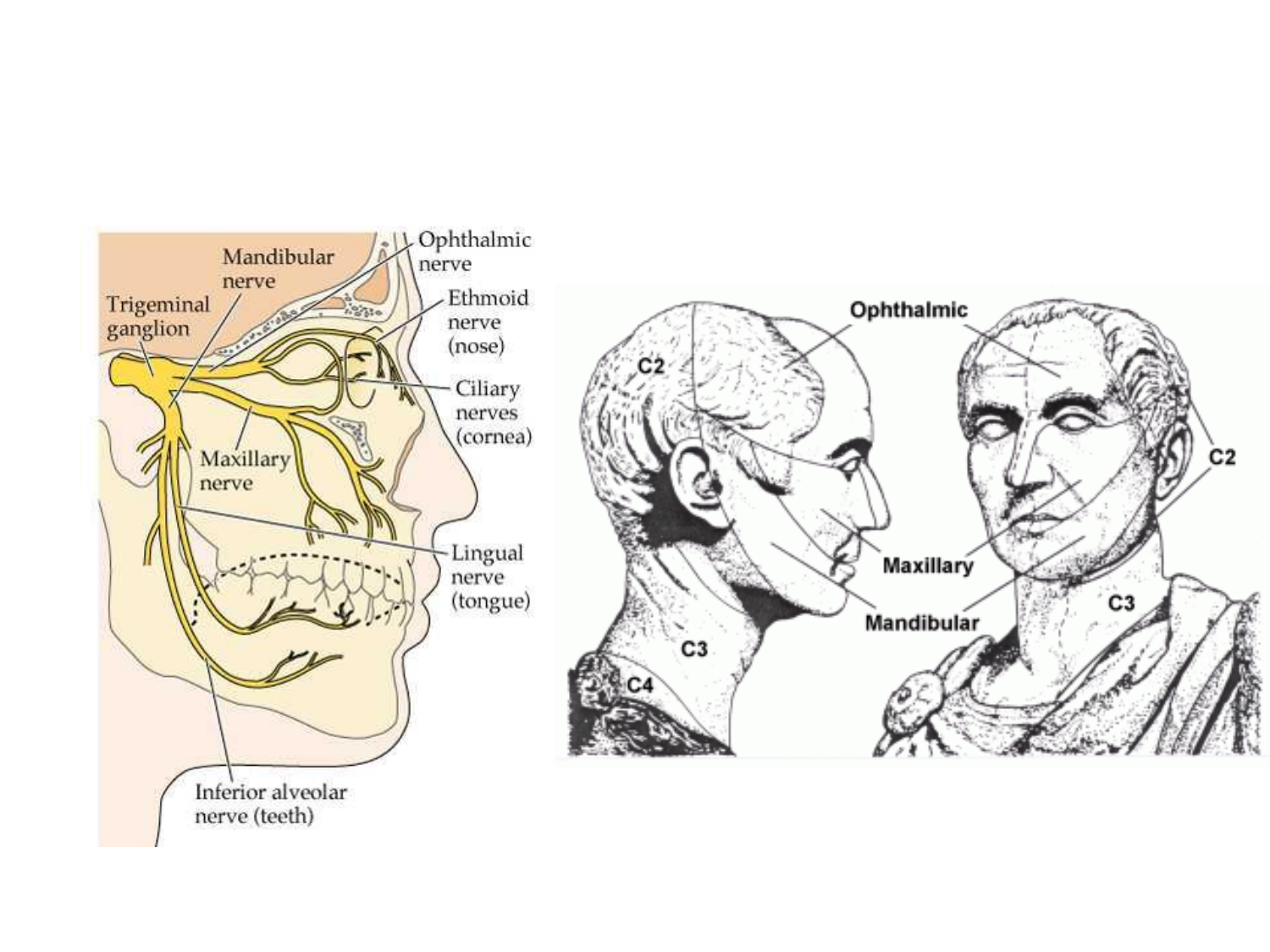Mandibular nerve

Trigeminal ganglion

Ophthalmic nerve

Ethmoid nerve (nose)

Ciliary nerves (cornea)

Maxillary nerve

Lingual nerve (tongue)

Inferior alveolar nerve (teeth)

Ophthalmic

C2

Maxillary

Mandibular

C3

C4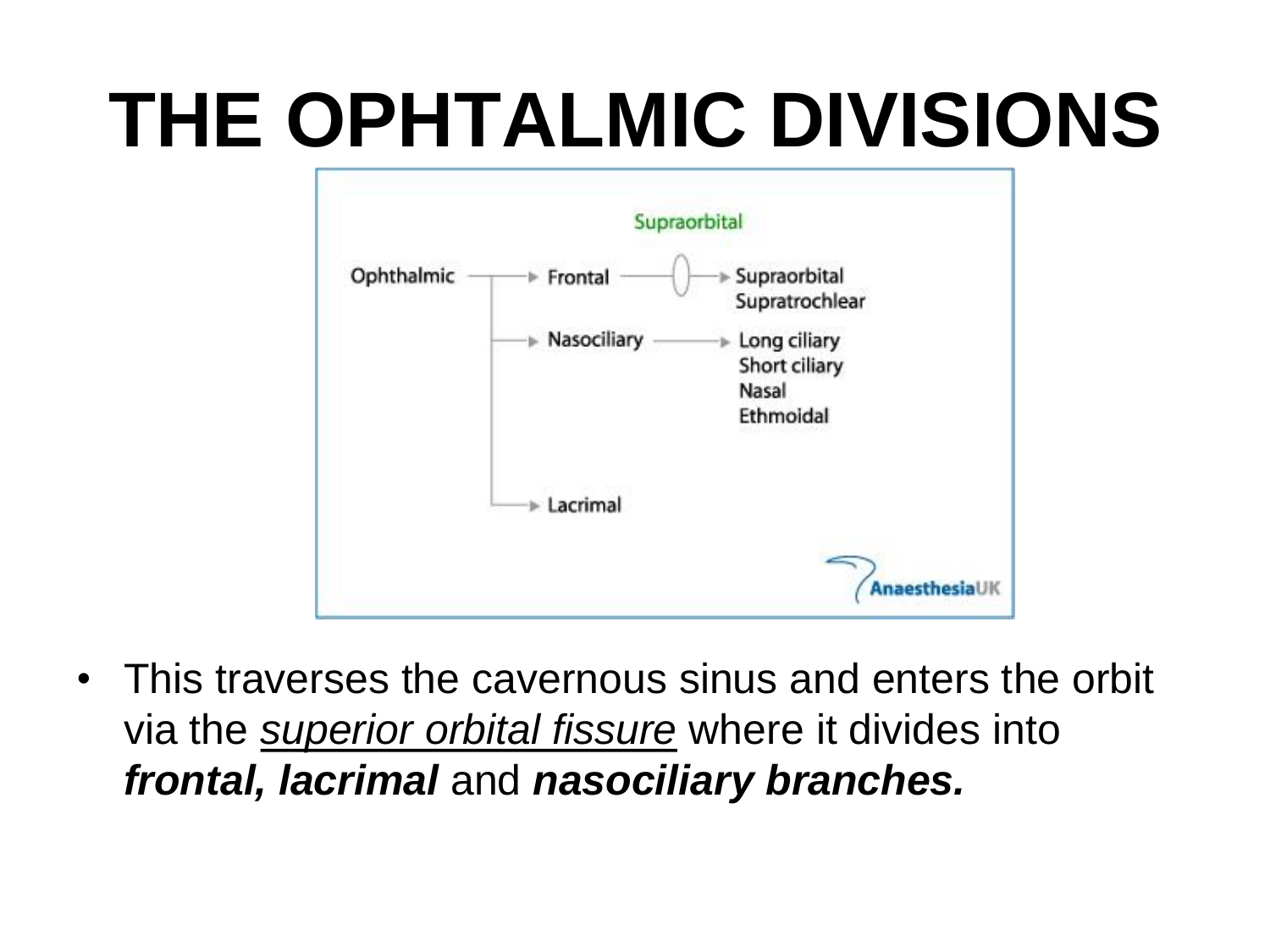# THE OPHTALMIC DIVISIONS

Supraorbital

Ophthalmic → Frontal → Supraorbital, Supratrochlear

→ Nasociliary → Long ciliary, Short ciliary, Nasal, Ethmoidal

→ Lacrimal

AnaesthesiaUK

- This traverses the cavernous sinus and enters the orbit via the *superior orbital fissure* where it divides into ***frontal, lacrimal*** and ***nasociliary branches.***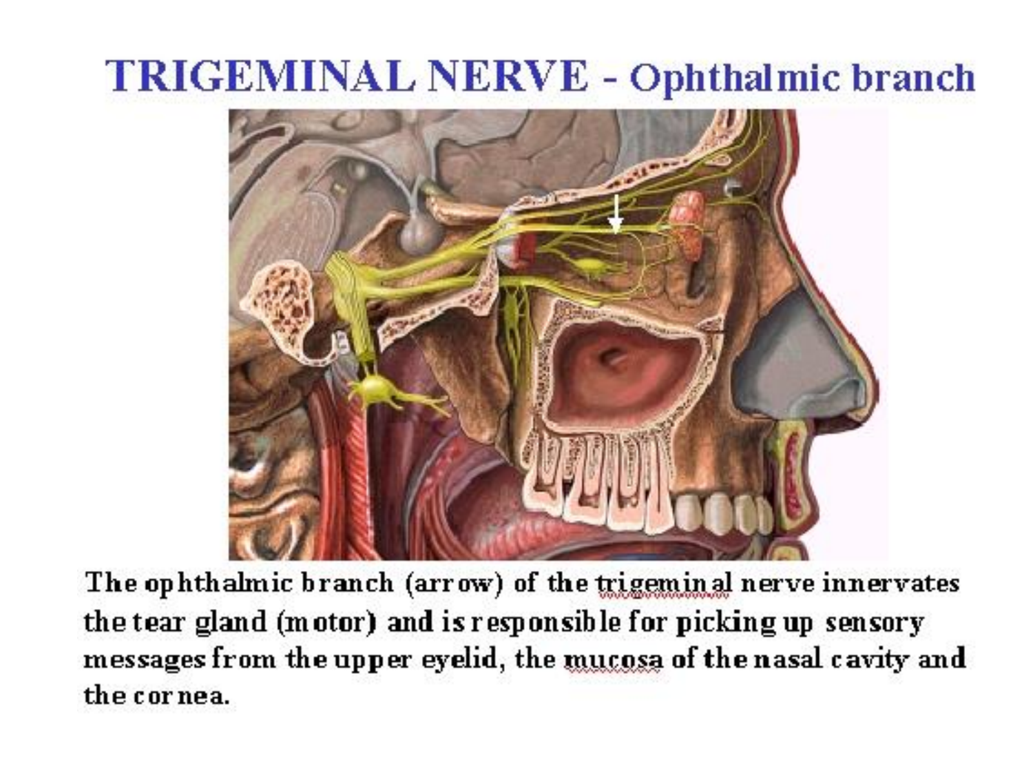# TRIGEMINAL NERVE - Ophthalmic branch

The ophthalmic branch (arrow) of the trigeminal nerve innervates the tear gland (motor) and is responsible for picking up sensory messages from the upper eyelid, the mucosa of the nasal cavity and the cornea.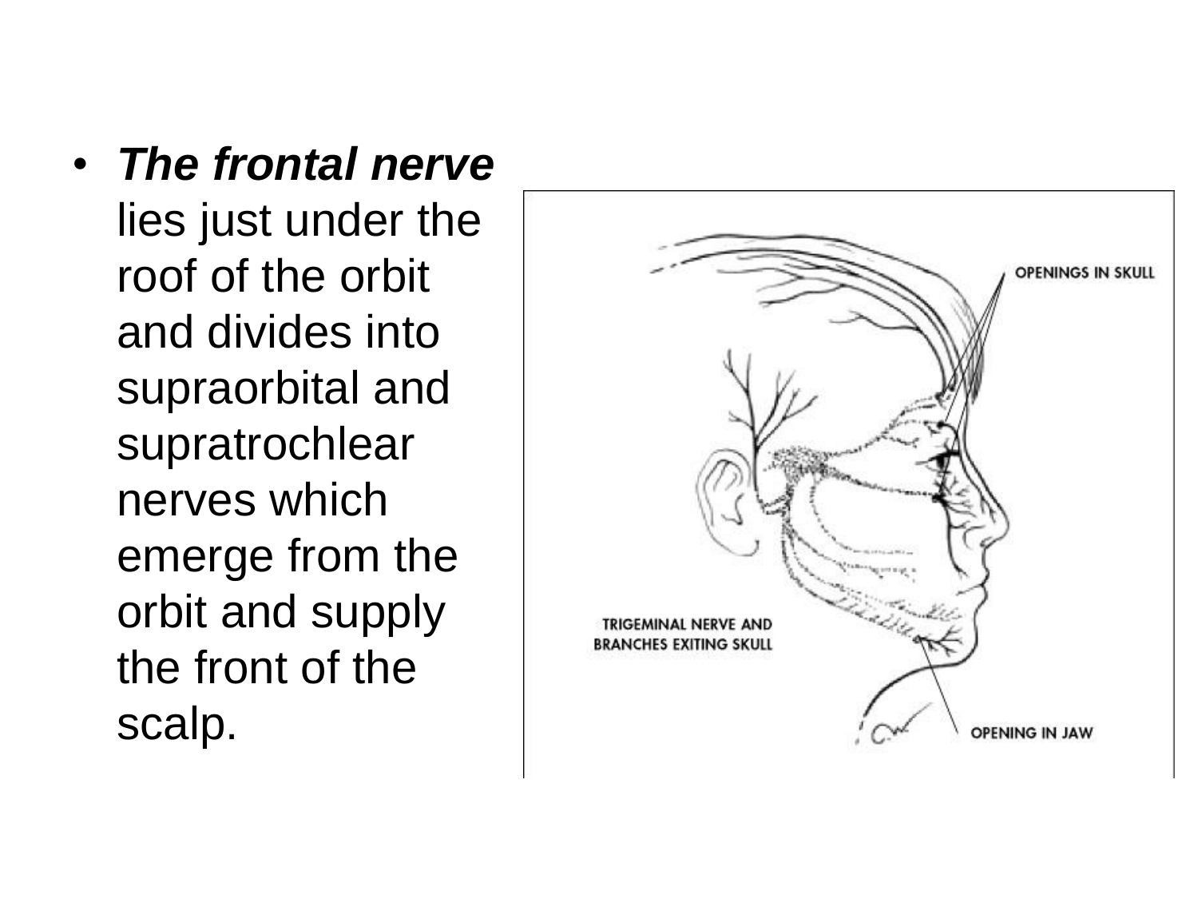- ***The frontal nerve*** lies just under the roof of the orbit and divides into supraorbital and supratrochlear nerves which emerge from the orbit and supply the front of the scalp.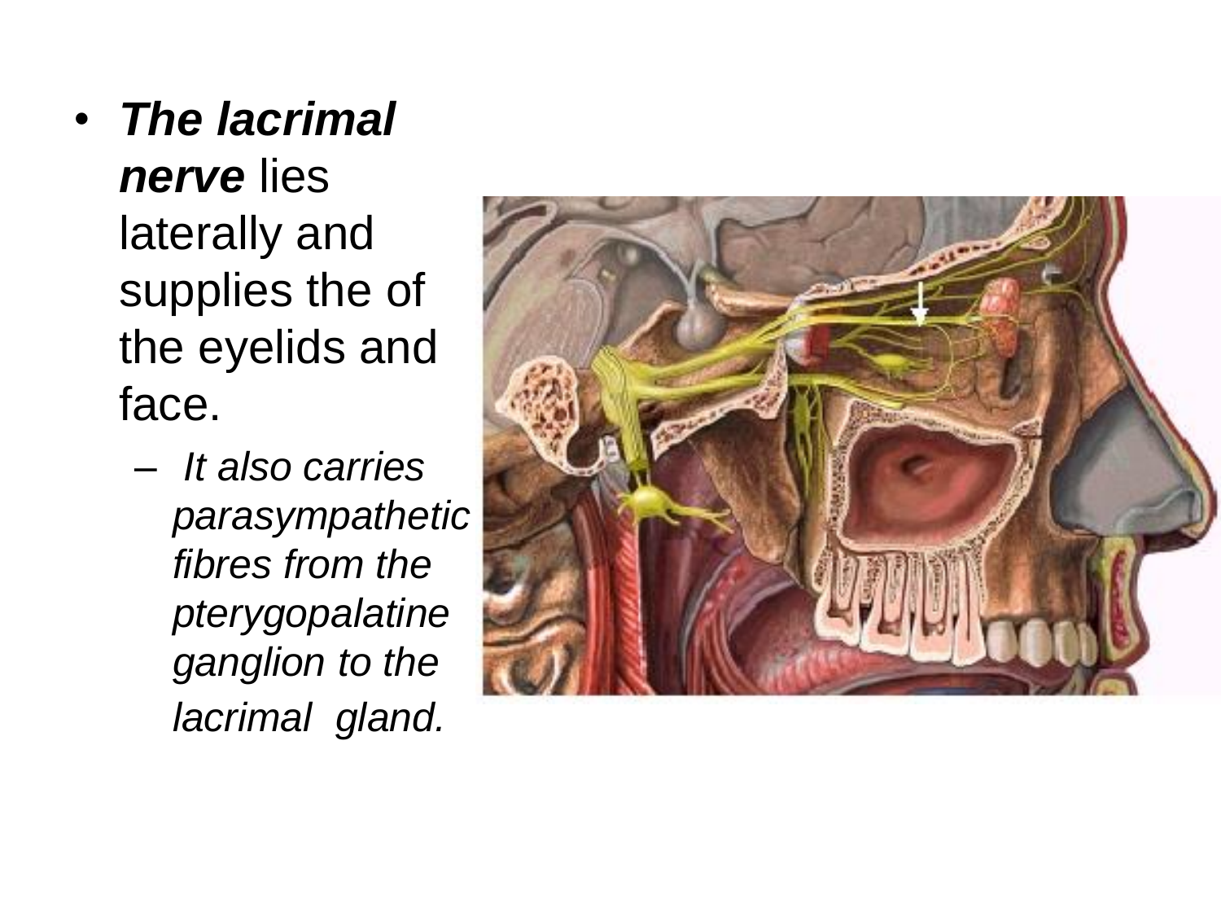- ***The lacrimal nerve*** lies laterally and supplies the of the eyelids and face.
  - *It also carries parasympathetic fibres from the pterygopalatine ganglion to the lacrimal gland.*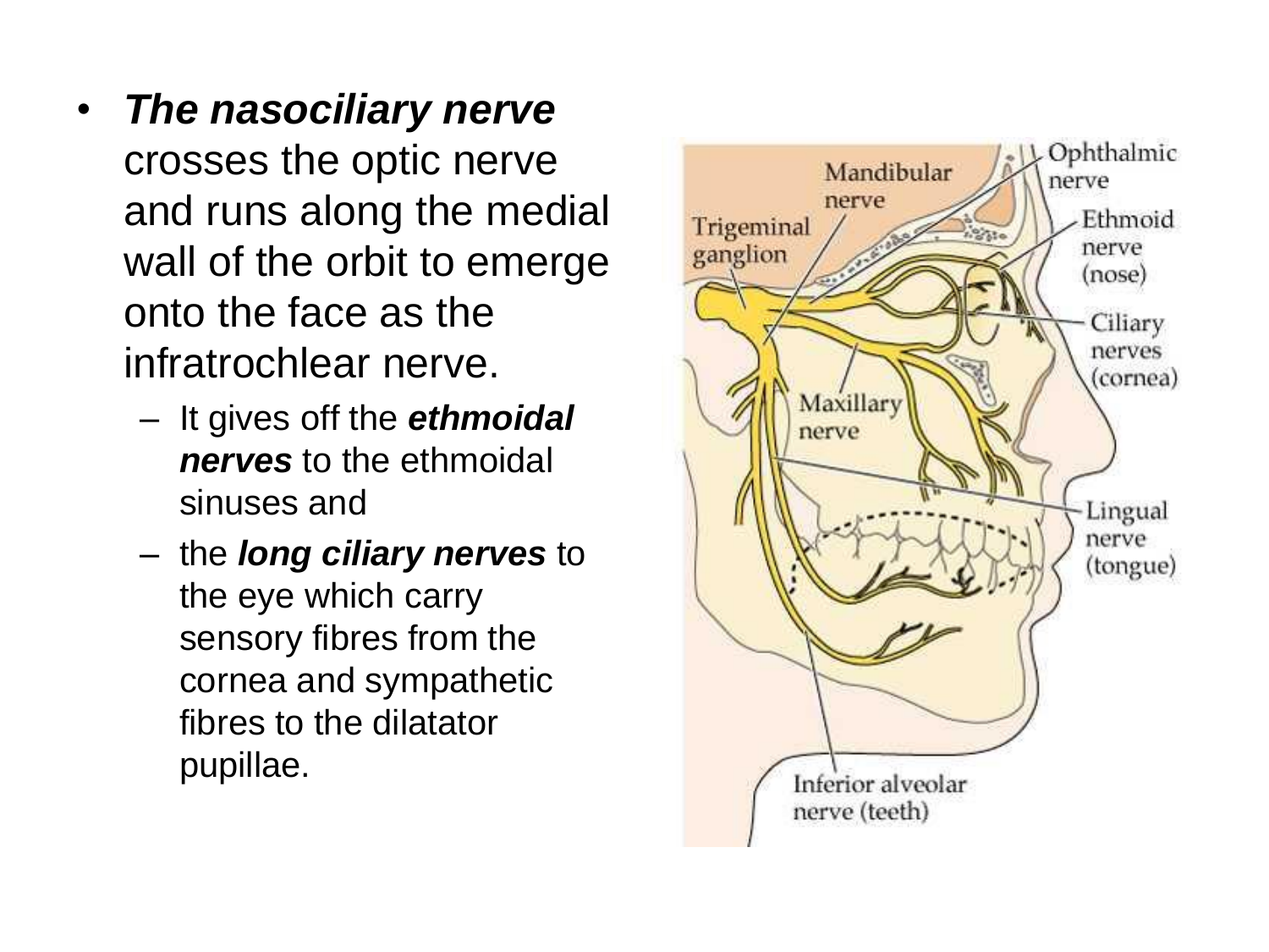- ***The nasociliary nerve*** crosses the optic nerve and runs along the medial wall of the orbit to emerge onto the face as the infratrochlear nerve.
  - It gives off the ***ethmoidal nerves*** to the ethmoidal sinuses and
  - the ***long ciliary nerves*** to the eye which carry sensory fibres from the cornea and sympathetic fibres to the dilatator pupillae.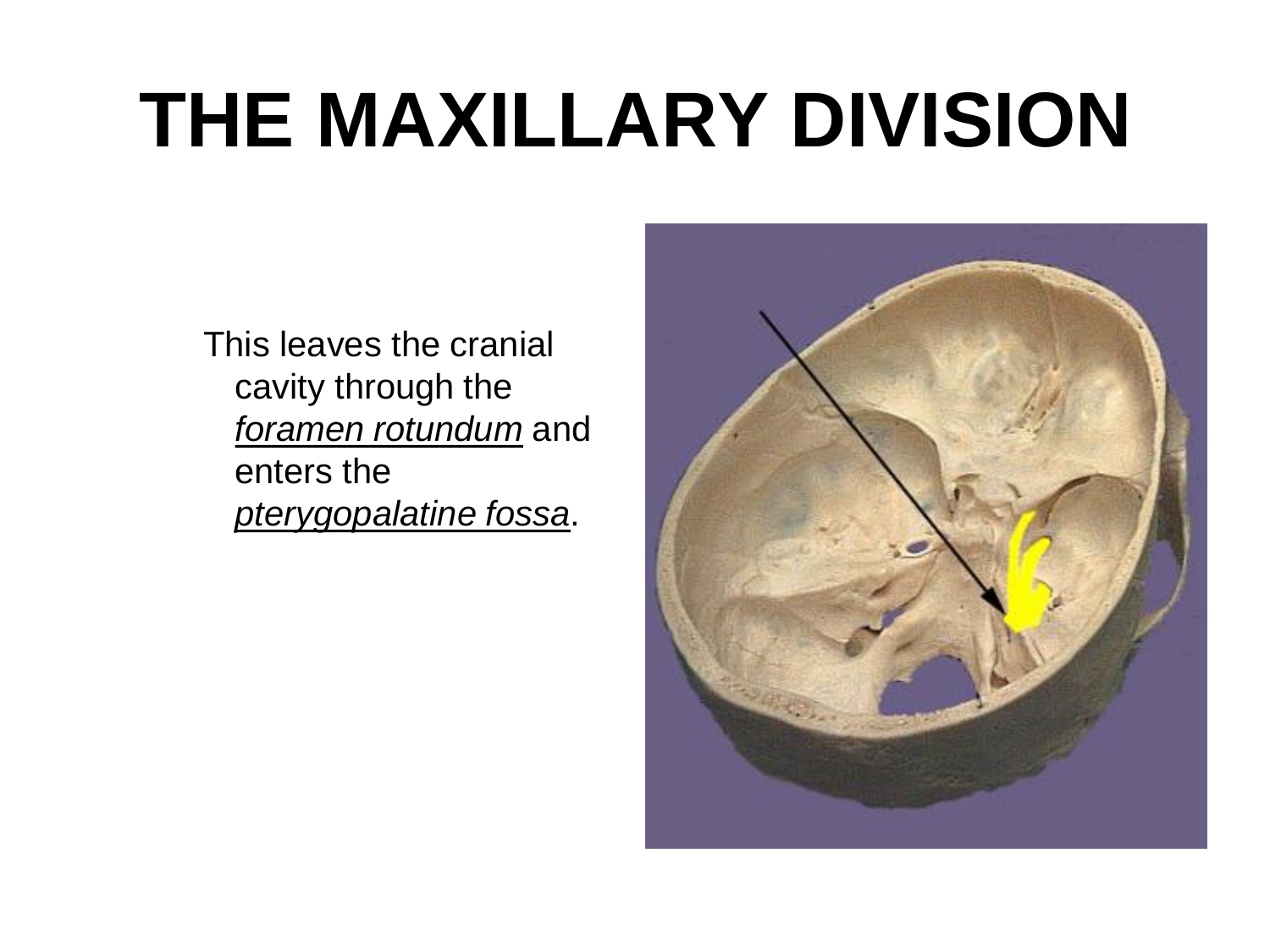# THE MAXILLARY DIVISION

This leaves the cranial cavity through the *foramen rotundum* and enters the *pterygopalatine fossa*.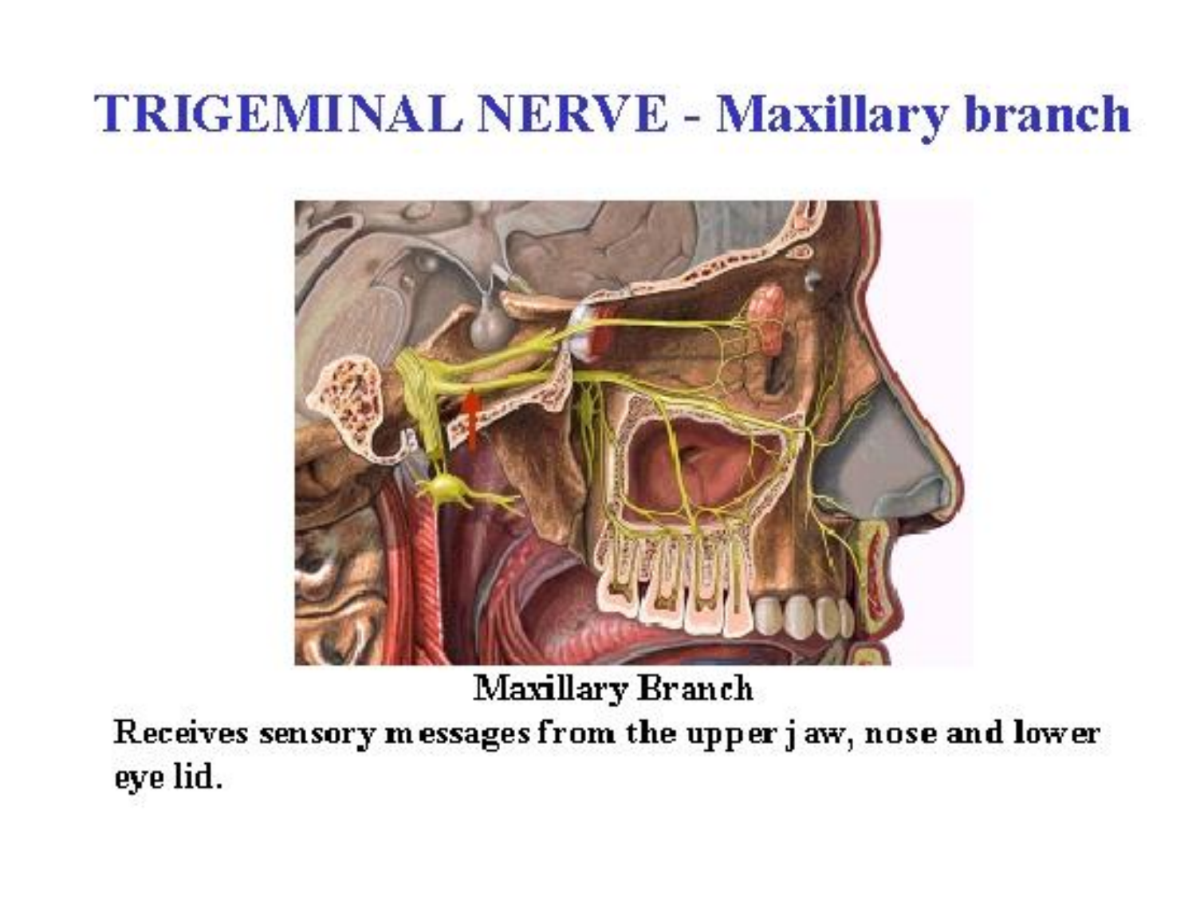# TRIGEMINAL NERVE - Maxillary branch

Maxillary Branch

Receives sensory messages from the upper jaw, nose and lower eye lid.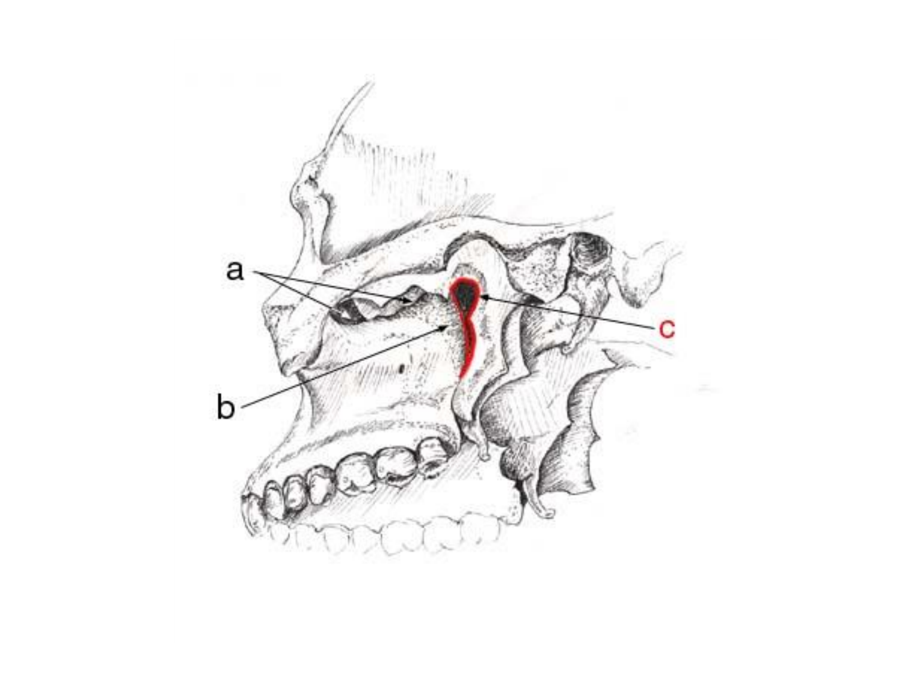a

b

c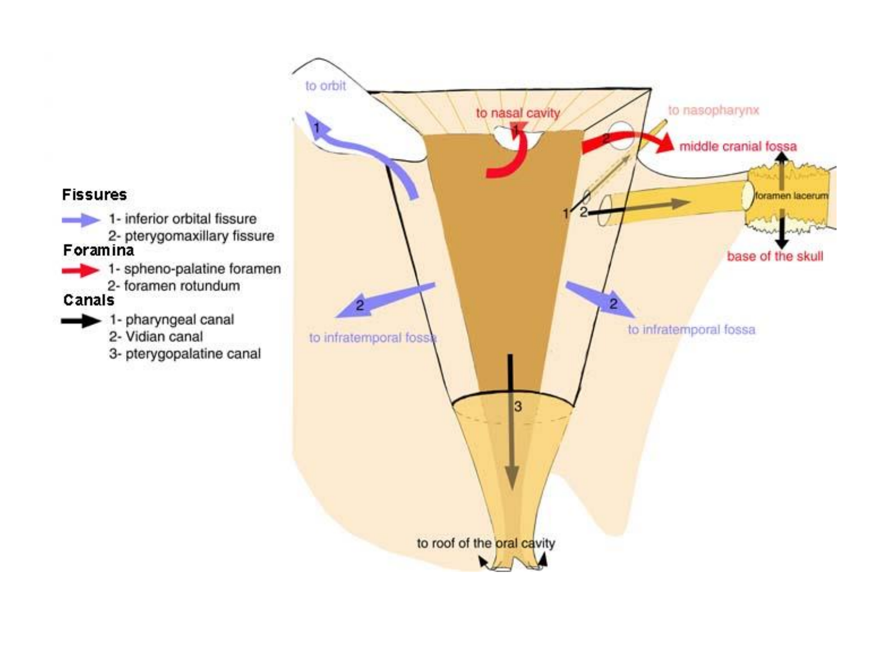**Fissures**

- 1- inferior orbital fissure
- 2- pterygomaxillary fissure

**Foramina**

- 1- spheno-palatine foramen
- 2- foramen rotundum

**Canals**

- 1- pharyngeal canal
- 2- Vidian canal
- 3- pterygopalatine canal

to orbit

to nasal cavity

to nasopharynx

middle cranial fossa

foramen lacerum

base of the skull

to infratemporal fossa

to infratemporal fossa

to roof of the oral cavity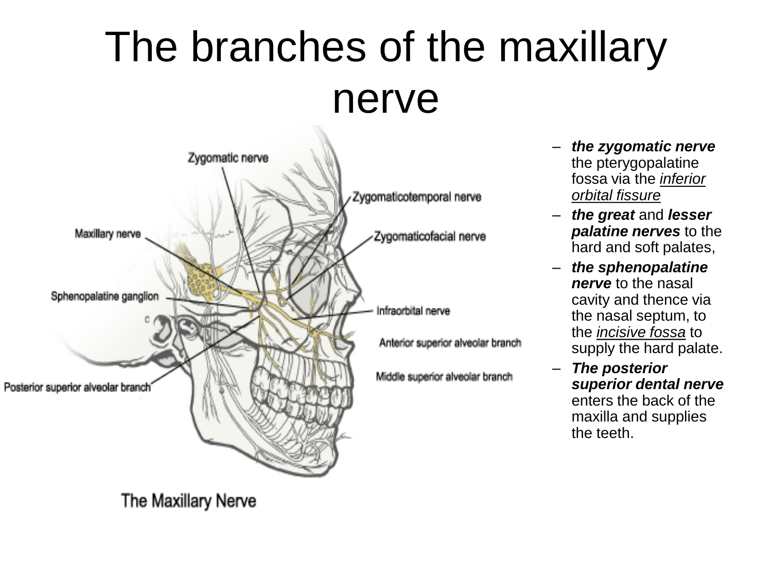# The branches of the maxillary nerve

- ***the zygomatic nerve*** the pterygopalatine fossa via the *inferior orbital fissure*
- ***the great*** and ***lesser palatine nerves*** to the hard and soft palates,
- ***the sphenopalatine nerve*** to the nasal cavity and thence via the nasal septum, to the *incisive fossa* to supply the hard palate.
- ***The posterior superior dental nerve*** enters the back of the maxilla and supplies the teeth.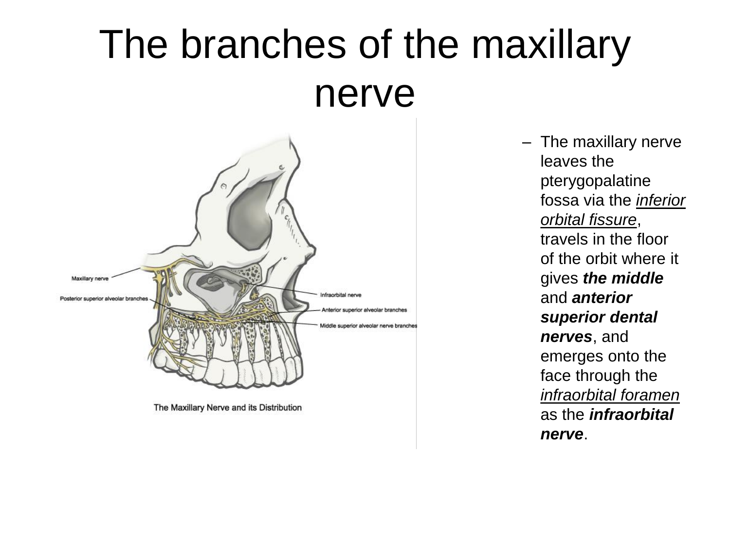# The branches of the maxillary nerve

Maxillary nerve

Posterior superior alveolar branches

Infraorbital nerve

Anterior superior alveolar branches

Middle superior alveolar nerve branches

The Maxillary Nerve and its Distribution

- The maxillary nerve leaves the pterygopalatine fossa via the _inferior orbital fissure_, travels in the floor of the orbit where it gives ***the middle*** and ***anterior superior dental nerves***, and emerges onto the face through the _infraorbital foramen_ as the ***infraorbital nerve***.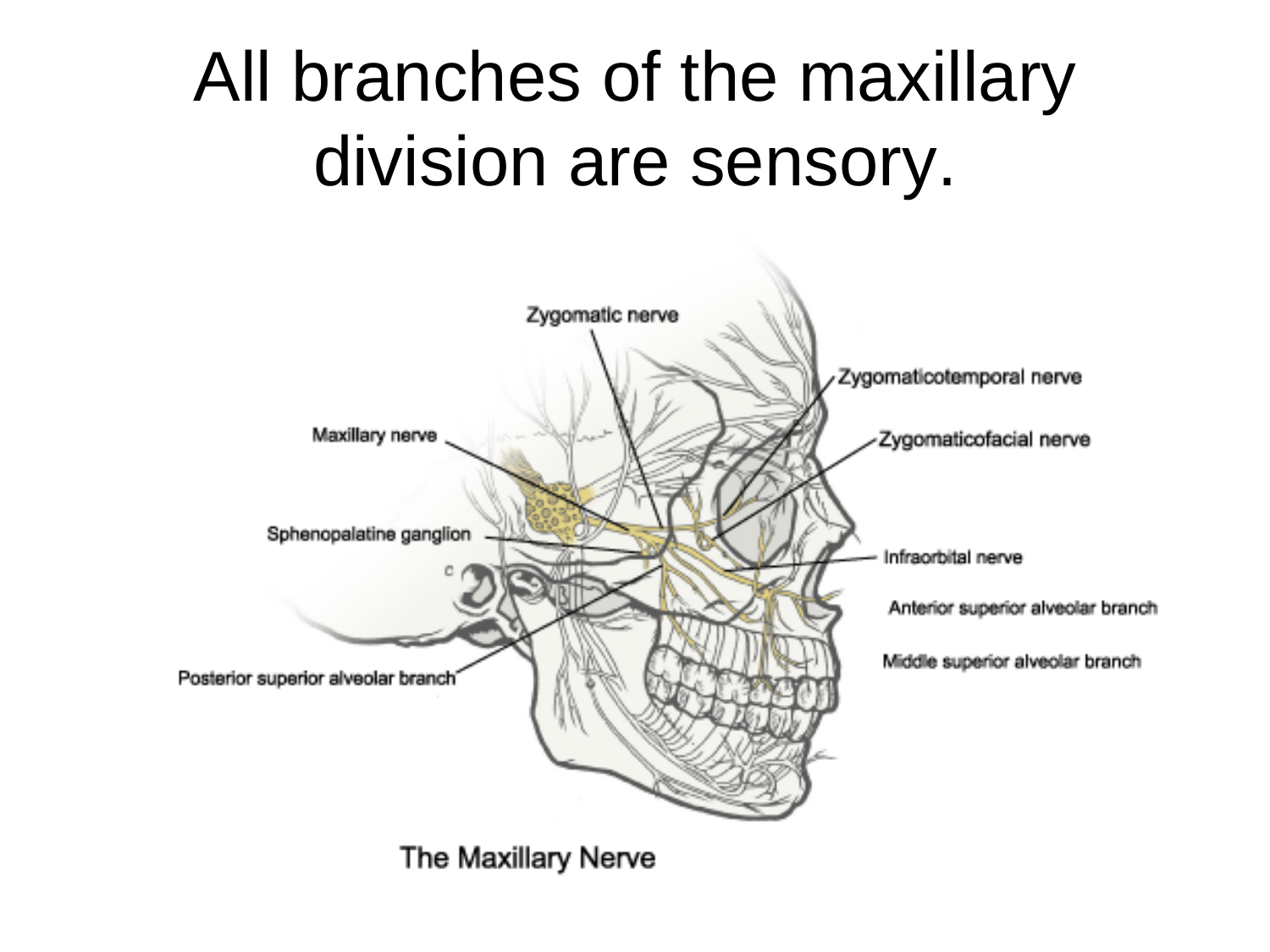# All branches of the maxillary division are sensory.

Zygomatic nerve

Zygomaticotemporal nerve

Maxillary nerve

Zygomaticofacial nerve

Sphenopalatine ganglion

Infraorbital nerve

Anterior superior alveolar branch

Middle superior alveolar branch

Posterior superior alveolar branch

The Maxillary Nerve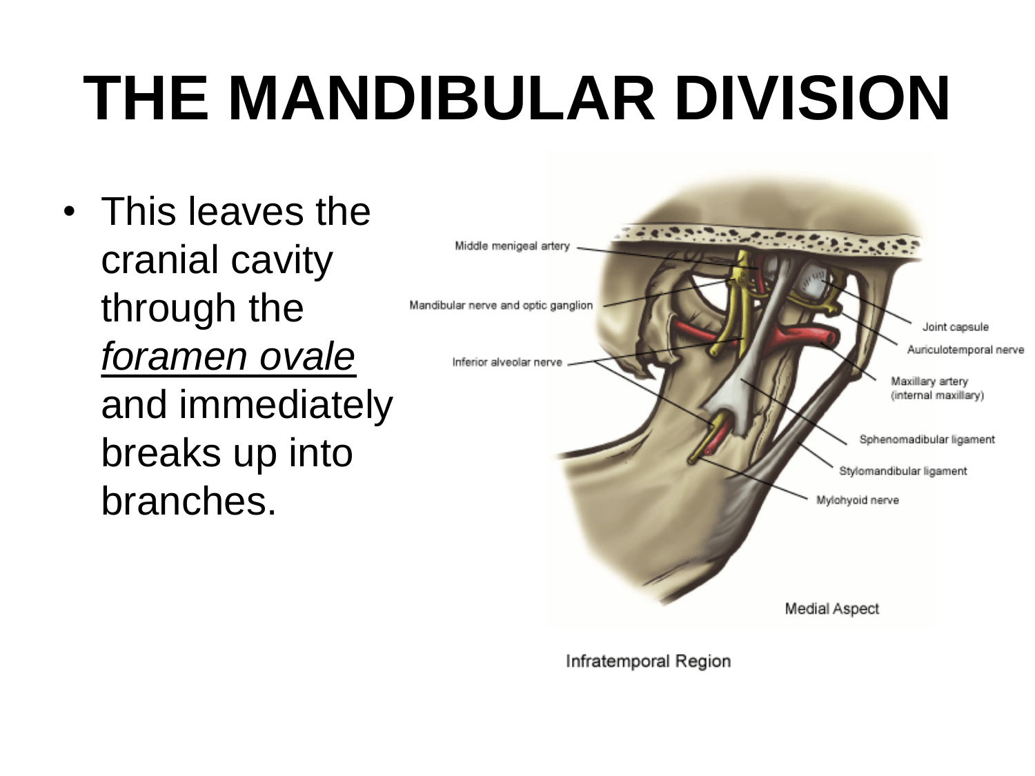# THE MANDIBULAR DIVISION

- This leaves the cranial cavity through the *foramen ovale* and immediately breaks up into branches.

Middle menigeal artery

Mandibular nerve and optic ganglion

Inferior alveolar nerve

Joint capsule

Auriculotemporal nerve

Maxillary artery (internal maxillary)

Sphenomadibular ligament

Stylomandibular ligament

Mylohyoid nerve

Medial Aspect

Infratemporal Region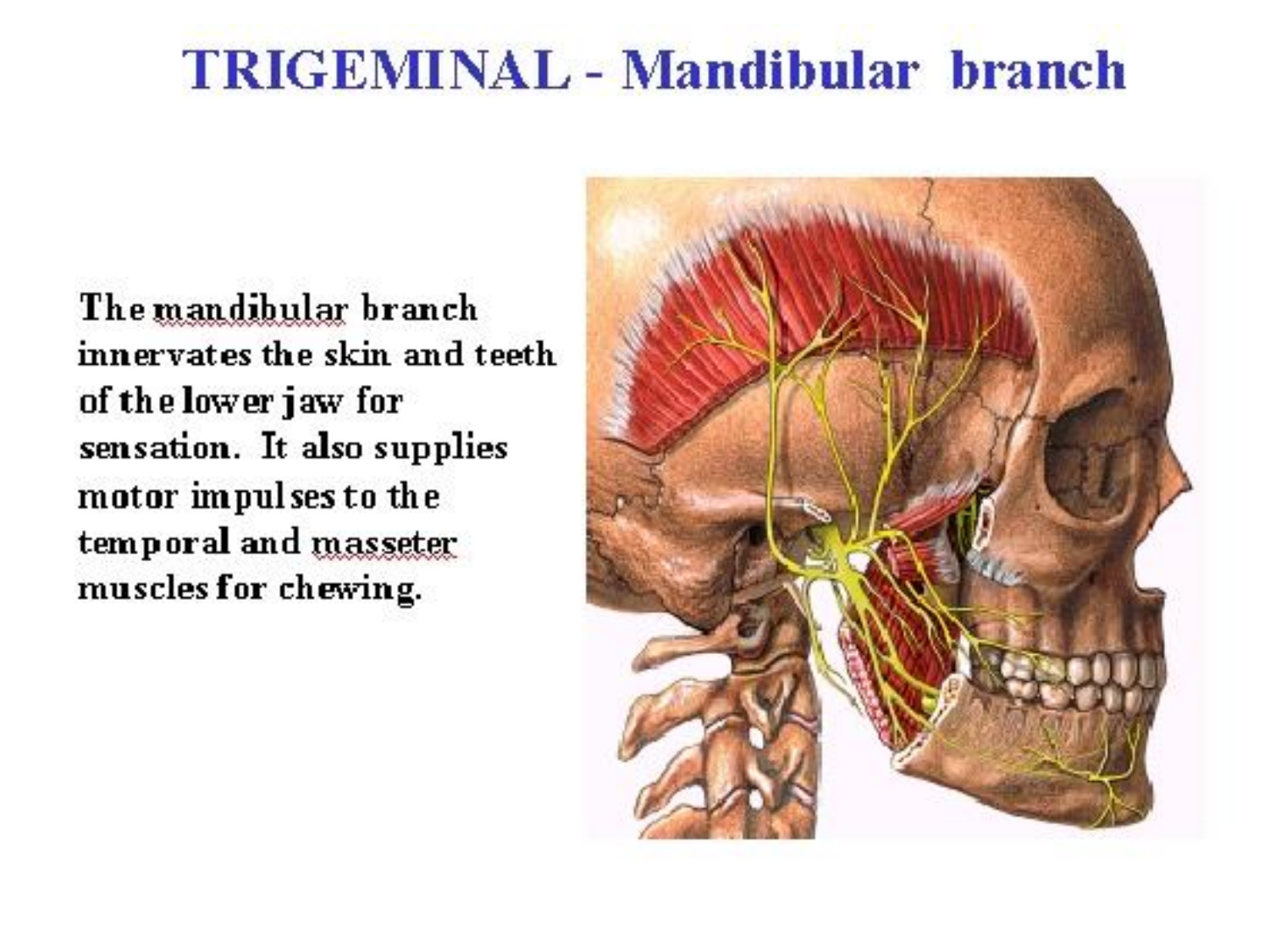# TRIGEMINAL - Mandibular branch

The mandibular branch innervates the skin and teeth of the lower jaw for sensation. It also supplies motor impulses to the temporal and masseter muscles for chewing.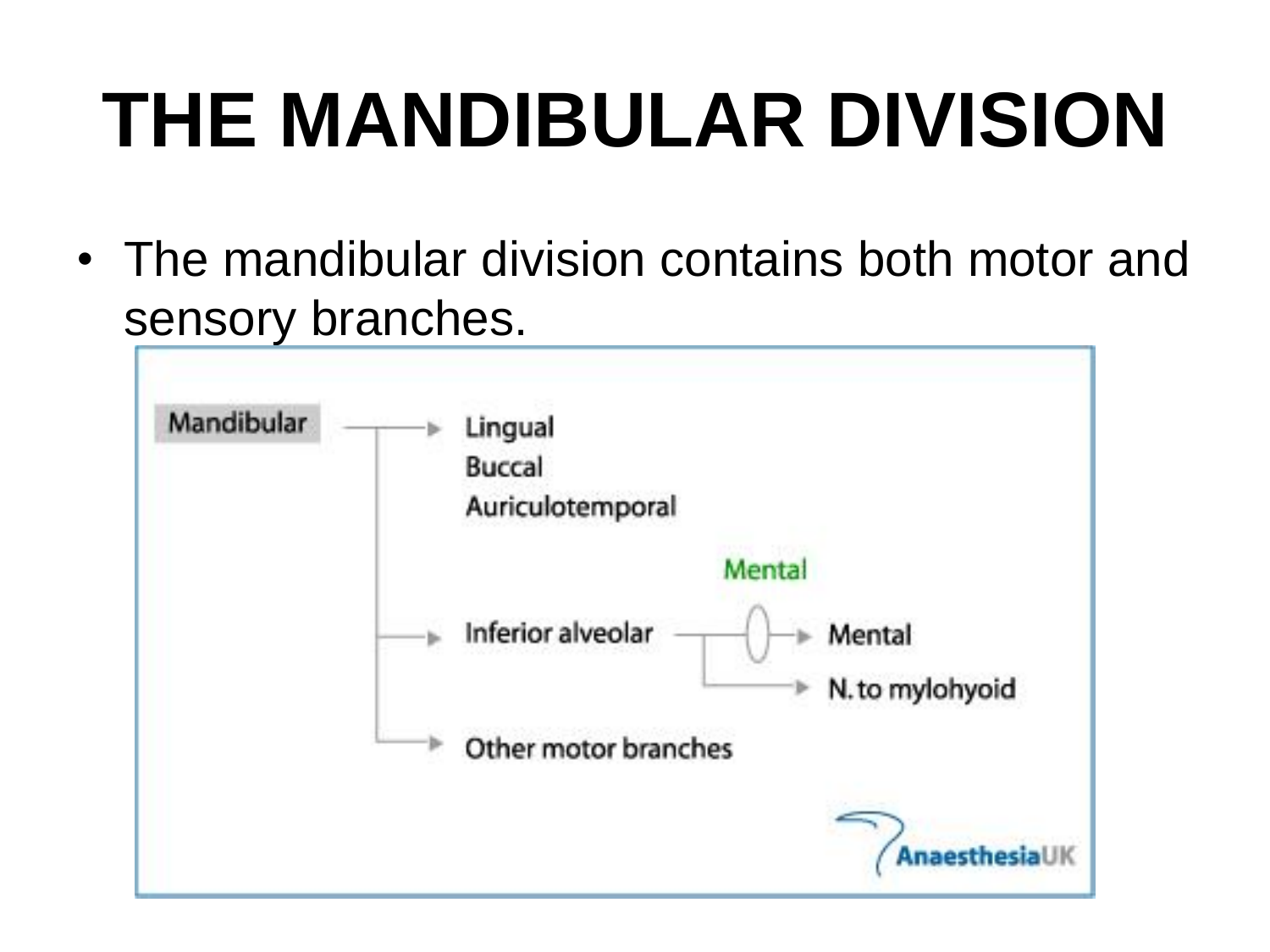# THE MANDIBULAR DIVISION

- The mandibular division contains both motor and sensory branches.

Mandibular → Lingual, Buccal, Auriculotemporal

Mandibular → Inferior alveolar → Mental (Mental) ; N. to mylohyoid

Mandibular → Other motor branches

AnaesthesiaUK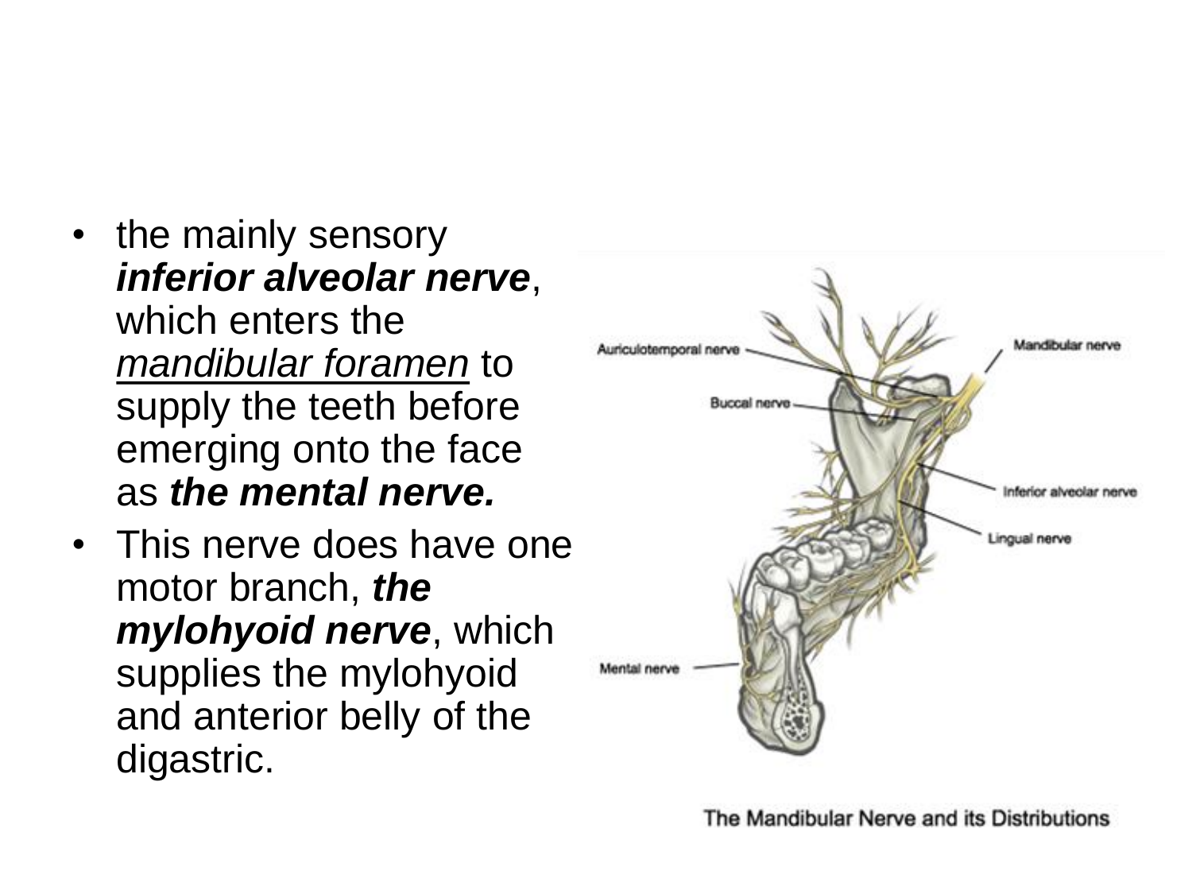- the mainly sensory ***inferior alveolar nerve***, which enters the <u>mandibular foramen</u> to supply the teeth before emerging onto the face as ***the mental nerve.***
- This nerve does have one motor branch, ***the mylohyoid nerve***, which supplies the mylohyoid and anterior belly of the digastric.

The Mandibular Nerve and its Distributions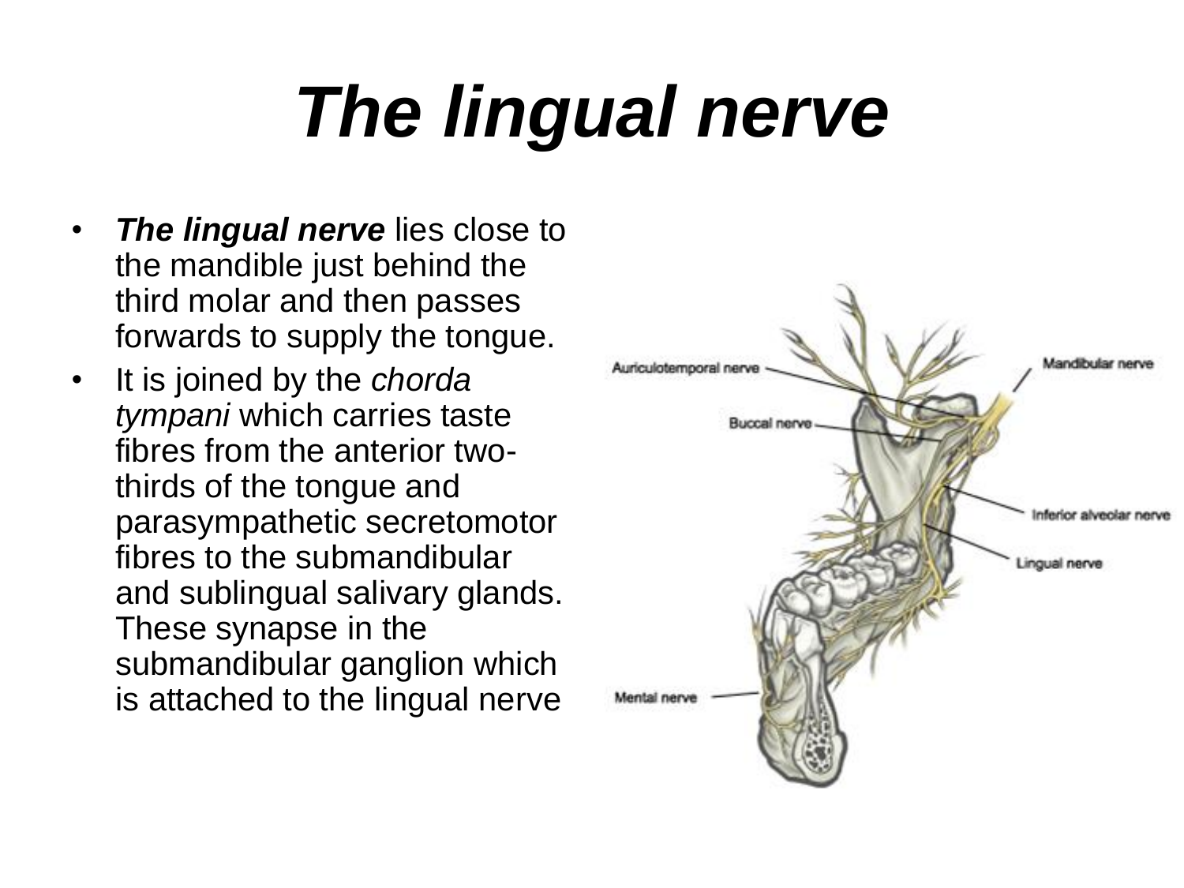# *The lingual nerve*

- ***The lingual nerve*** lies close to the mandible just behind the third molar and then passes forwards to supply the tongue.
- It is joined by the *chorda tympani* which carries taste fibres from the anterior two-thirds of the tongue and parasympathetic secretomotor fibres to the submandibular and sublingual salivary glands. These synapse in the submandibular ganglion which is attached to the lingual nerve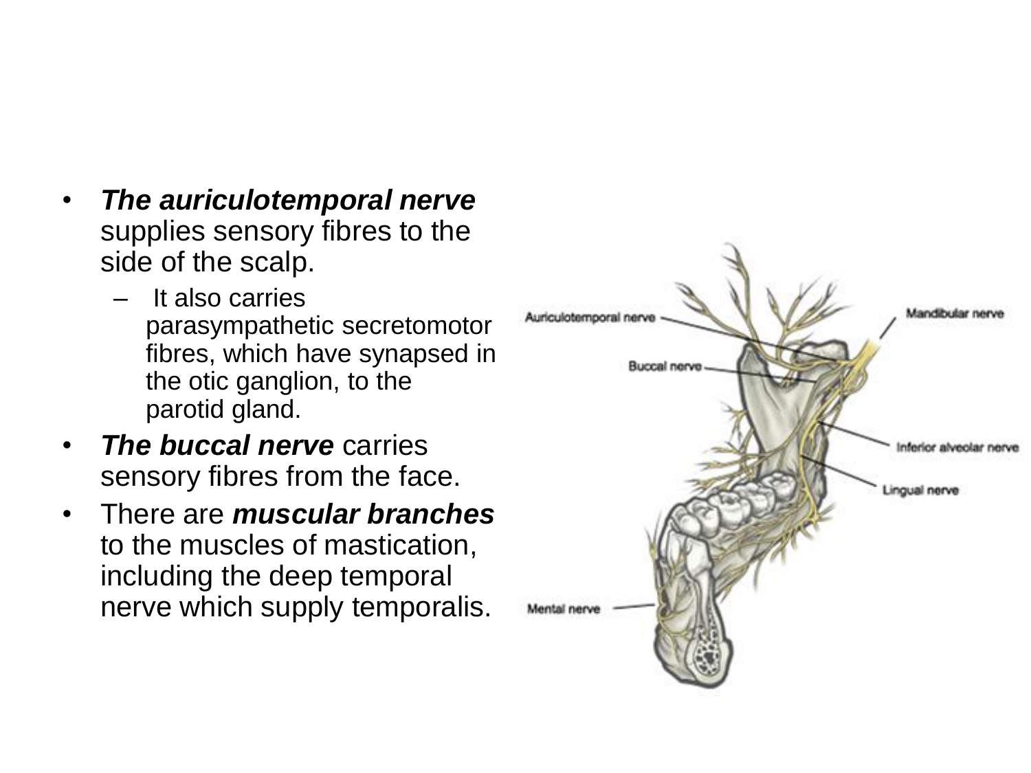- ***The auriculotemporal nerve*** supplies sensory fibres to the side of the scalp.
  - It also carries parasympathetic secretomotor fibres, which have synapsed in the otic ganglion, to the parotid gland.
- ***The buccal nerve*** carries sensory fibres from the face.
- There are ***muscular branches*** to the muscles of mastication, including the deep temporal nerve which supply temporalis.

Auriculotemporal nerve
Buccal nerve
Mandibular nerve
Inferior alveolar nerve
Lingual nerve
Mental nerve